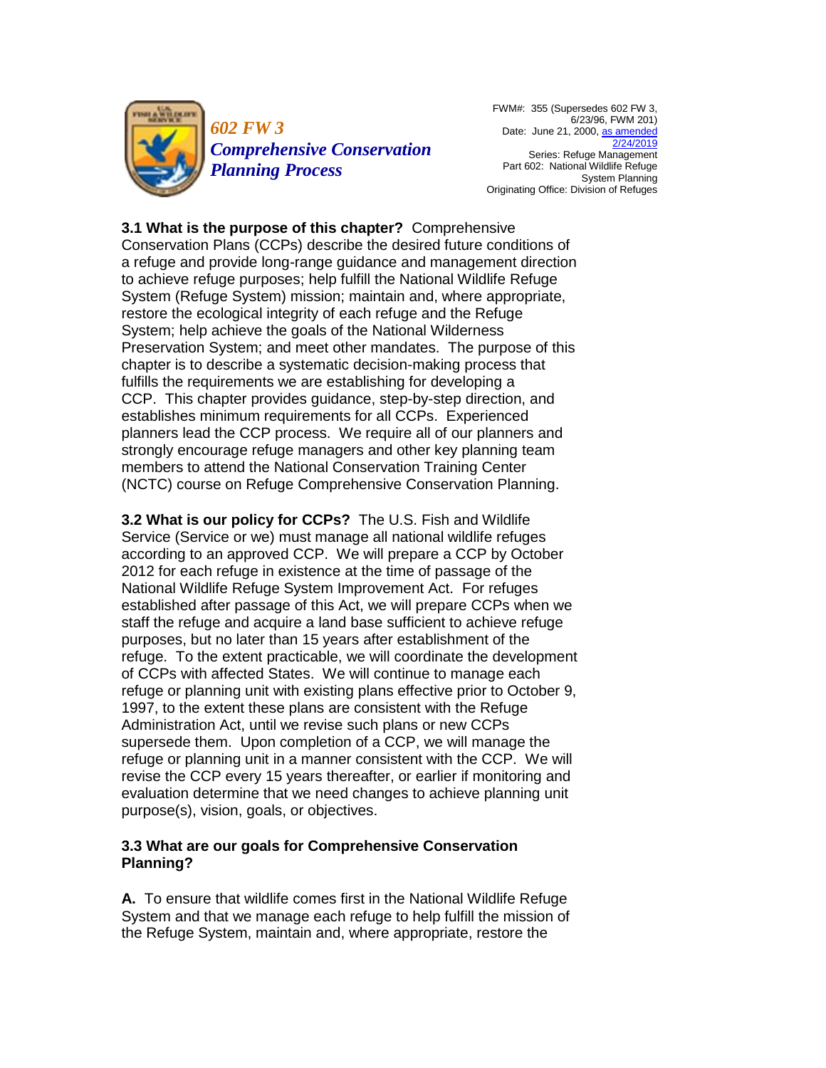# 602 FW 3 Comprehensive Conservation Planning Process

FWM#: 355 (Supersedes 602 FW 3, 6/23/96, FWM 201)
Date: June 21, 2000, [as amended 2/24/2019]
Series: Refuge Management
Part 602: National Wildlife Refuge System Planning
Originating Office: Division of Refuges

**3.1 What is the purpose of this chapter?** Comprehensive Conservation Plans (CCPs) describe the desired future conditions of a refuge and provide long-range guidance and management direction to achieve refuge purposes; help fulfill the National Wildlife Refuge System (Refuge System) mission; maintain and, where appropriate, restore the ecological integrity of each refuge and the Refuge System; help achieve the goals of the National Wilderness Preservation System; and meet other mandates. The purpose of this chapter is to describe a systematic decision-making process that fulfills the requirements we are establishing for developing a CCP. This chapter provides guidance, step-by-step direction, and establishes minimum requirements for all CCPs. Experienced planners lead the CCP process. We require all of our planners and strongly encourage refuge managers and other key planning team members to attend the National Conservation Training Center (NCTC) course on Refuge Comprehensive Conservation Planning.

**3.2 What is our policy for CCPs?** The U.S. Fish and Wildlife Service (Service or we) must manage all national wildlife refuges according to an approved CCP. We will prepare a CCP by October 2012 for each refuge in existence at the time of passage of the National Wildlife Refuge System Improvement Act. For refuges established after passage of this Act, we will prepare CCPs when we staff the refuge and acquire a land base sufficient to achieve refuge purposes, but no later than 15 years after establishment of the refuge. To the extent practicable, we will coordinate the development of CCPs with affected States. We will continue to manage each refuge or planning unit with existing plans effective prior to October 9, 1997, to the extent these plans are consistent with the Refuge Administration Act, until we revise such plans or new CCPs supersede them. Upon completion of a CCP, we will manage the refuge or planning unit in a manner consistent with the CCP. We will revise the CCP every 15 years thereafter, or earlier if monitoring and evaluation determine that we need changes to achieve planning unit purpose(s), vision, goals, or objectives.

**3.3 What are our goals for Comprehensive Conservation Planning?**

**A.** To ensure that wildlife comes first in the National Wildlife Refuge System and that we manage each refuge to help fulfill the mission of the Refuge System, maintain and, where appropriate, restore the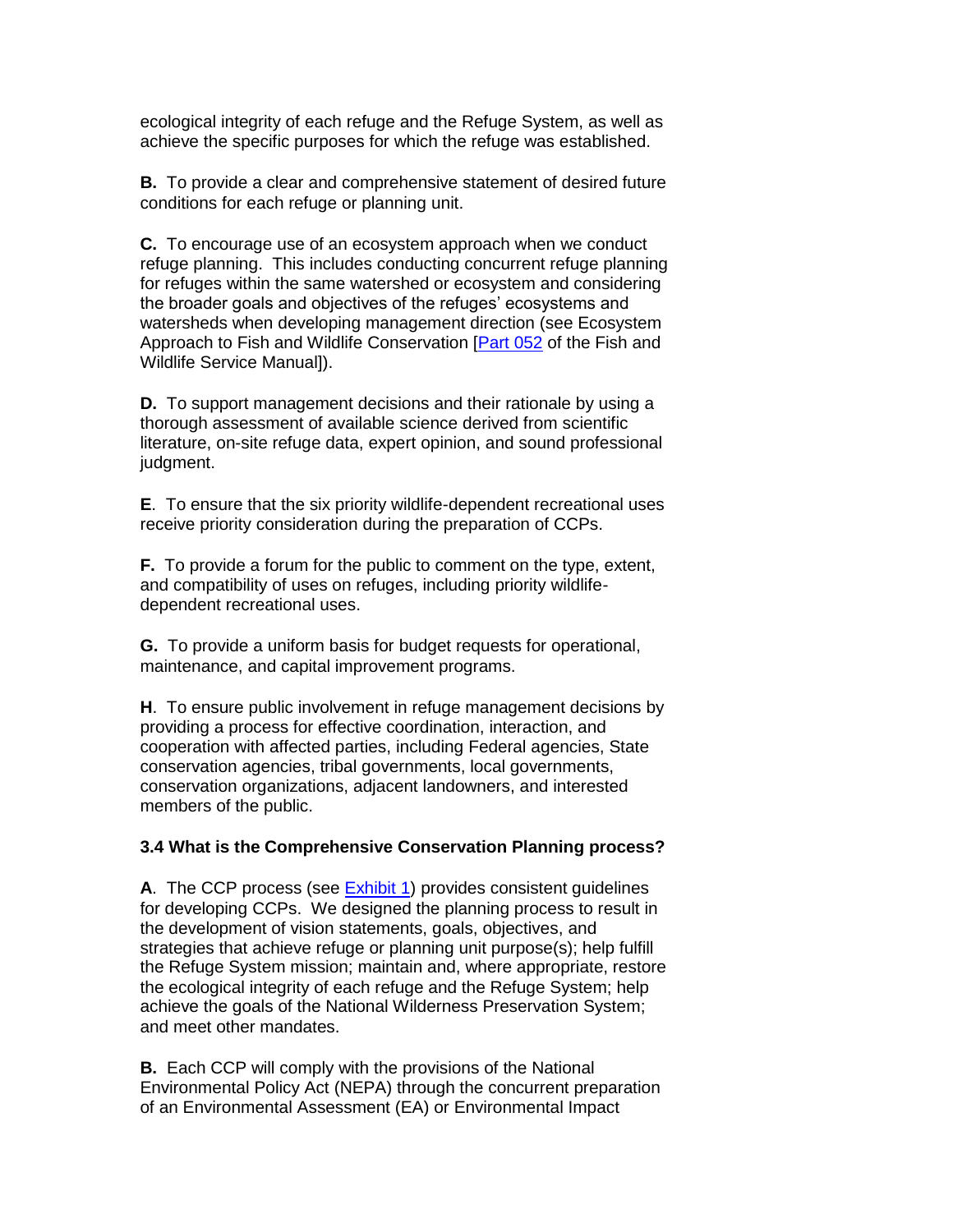ecological integrity of each refuge and the Refuge System, as well as achieve the specific purposes for which the refuge was established.

**B.** To provide a clear and comprehensive statement of desired future conditions for each refuge or planning unit.

**C.** To encourage use of an ecosystem approach when we conduct refuge planning. This includes conducting concurrent refuge planning for refuges within the same watershed or ecosystem and considering the broader goals and objectives of the refuges' ecosystems and watersheds when developing management direction (see Ecosystem Approach to Fish and Wildlife Conservation [Part 052 of the Fish and Wildlife Service Manual]).

**D.** To support management decisions and their rationale by using a thorough assessment of available science derived from scientific literature, on-site refuge data, expert opinion, and sound professional judgment.

**E**. To ensure that the six priority wildlife-dependent recreational uses receive priority consideration during the preparation of CCPs.

**F.** To provide a forum for the public to comment on the type, extent, and compatibility of uses on refuges, including priority wildlife-dependent recreational uses.

**G.** To provide a uniform basis for budget requests for operational, maintenance, and capital improvement programs.

**H**. To ensure public involvement in refuge management decisions by providing a process for effective coordination, interaction, and cooperation with affected parties, including Federal agencies, State conservation agencies, tribal governments, local governments, conservation organizations, adjacent landowners, and interested members of the public.

**3.4 What is the Comprehensive Conservation Planning process?**

**A**. The CCP process (see Exhibit 1) provides consistent guidelines for developing CCPs. We designed the planning process to result in the development of vision statements, goals, objectives, and strategies that achieve refuge or planning unit purpose(s); help fulfill the Refuge System mission; maintain and, where appropriate, restore the ecological integrity of each refuge and the Refuge System; help achieve the goals of the National Wilderness Preservation System; and meet other mandates.

**B.** Each CCP will comply with the provisions of the National Environmental Policy Act (NEPA) through the concurrent preparation of an Environmental Assessment (EA) or Environmental Impact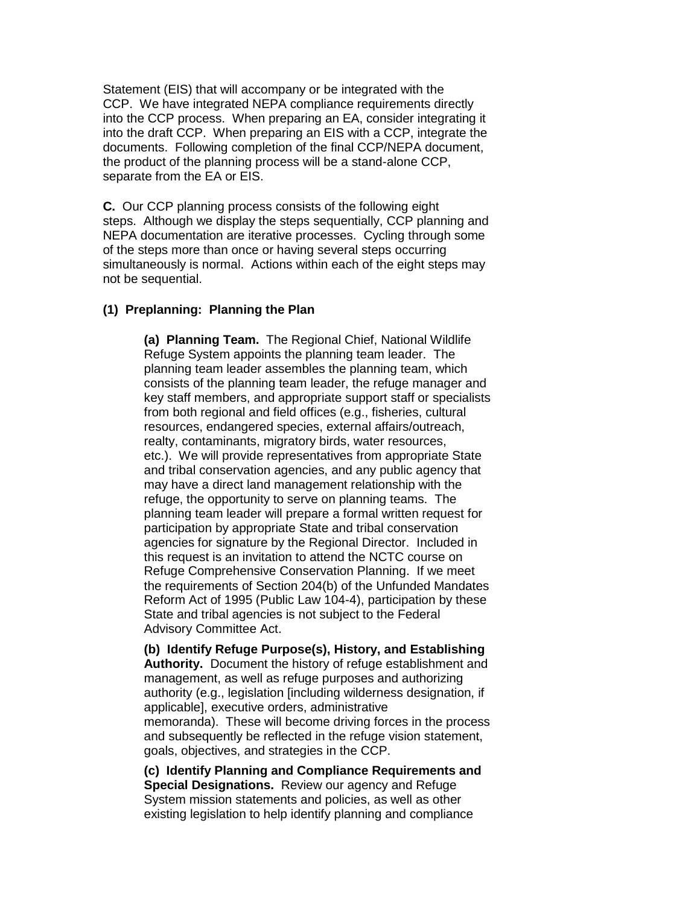Statement (EIS) that will accompany or be integrated with the CCP. We have integrated NEPA compliance requirements directly into the CCP process. When preparing an EA, consider integrating it into the draft CCP. When preparing an EIS with a CCP, integrate the documents. Following completion of the final CCP/NEPA document, the product of the planning process will be a stand-alone CCP, separate from the EA or EIS.

**C.** Our CCP planning process consists of the following eight steps. Although we display the steps sequentially, CCP planning and NEPA documentation are iterative processes. Cycling through some of the steps more than once or having several steps occurring simultaneously is normal. Actions within each of the eight steps may not be sequential.

**(1) Preplanning: Planning the Plan**

**(a) Planning Team.** The Regional Chief, National Wildlife Refuge System appoints the planning team leader. The planning team leader assembles the planning team, which consists of the planning team leader, the refuge manager and key staff members, and appropriate support staff or specialists from both regional and field offices (e.g., fisheries, cultural resources, endangered species, external affairs/outreach, realty, contaminants, migratory birds, water resources, etc.). We will provide representatives from appropriate State and tribal conservation agencies, and any public agency that may have a direct land management relationship with the refuge, the opportunity to serve on planning teams. The planning team leader will prepare a formal written request for participation by appropriate State and tribal conservation agencies for signature by the Regional Director. Included in this request is an invitation to attend the NCTC course on Refuge Comprehensive Conservation Planning. If we meet the requirements of Section 204(b) of the Unfunded Mandates Reform Act of 1995 (Public Law 104-4), participation by these State and tribal agencies is not subject to the Federal Advisory Committee Act.

**(b) Identify Refuge Purpose(s), History, and Establishing Authority.** Document the history of refuge establishment and management, as well as refuge purposes and authorizing authority (e.g., legislation [including wilderness designation, if applicable], executive orders, administrative memoranda). These will become driving forces in the process and subsequently be reflected in the refuge vision statement, goals, objectives, and strategies in the CCP.

**(c) Identify Planning and Compliance Requirements and Special Designations.** Review our agency and Refuge System mission statements and policies, as well as other existing legislation to help identify planning and compliance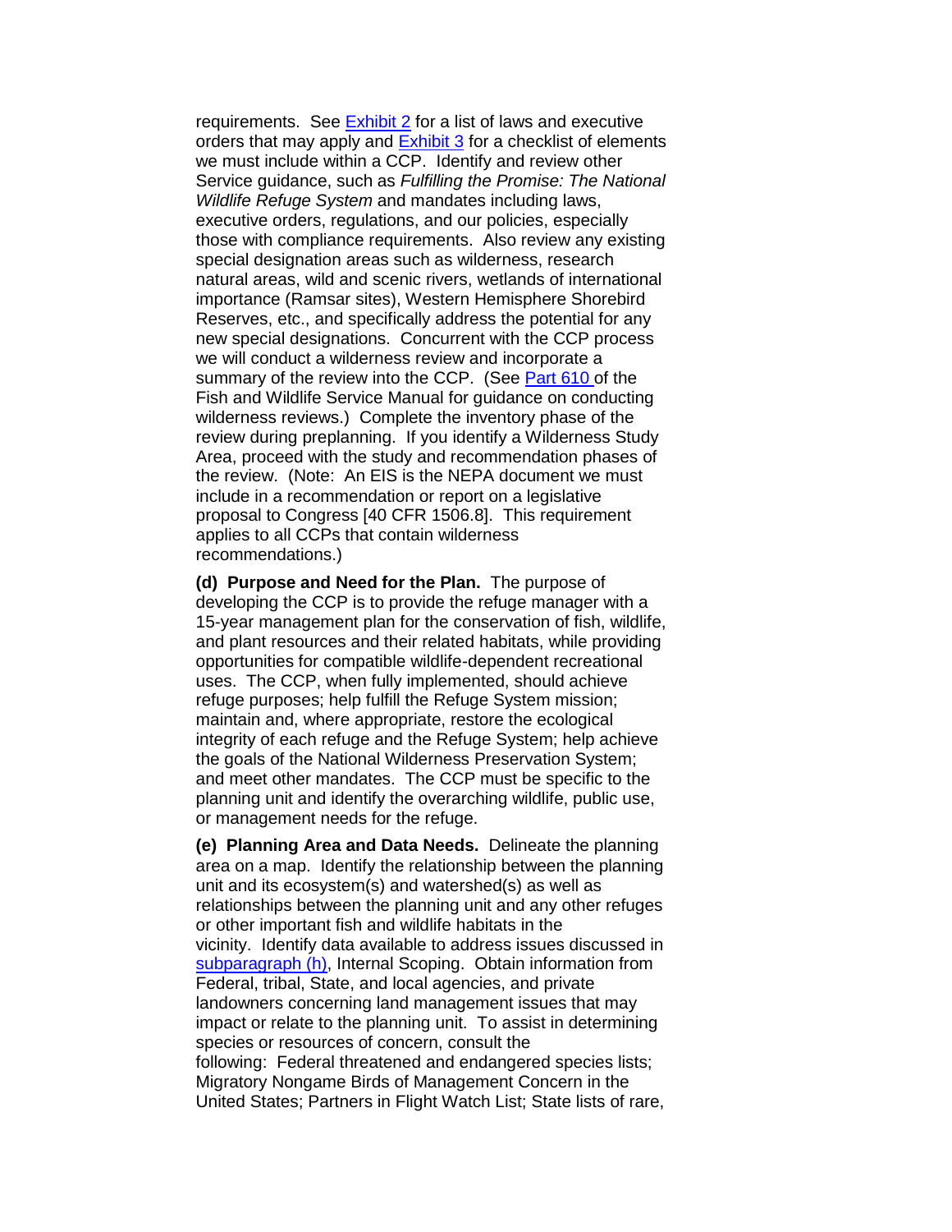requirements. See Exhibit 2 for a list of laws and executive orders that may apply and Exhibit 3 for a checklist of elements we must include within a CCP. Identify and review other Service guidance, such as *Fulfilling the Promise: The National Wildlife Refuge System* and mandates including laws, executive orders, regulations, and our policies, especially those with compliance requirements. Also review any existing special designation areas such as wilderness, research natural areas, wild and scenic rivers, wetlands of international importance (Ramsar sites), Western Hemisphere Shorebird Reserves, etc., and specifically address the potential for any new special designations. Concurrent with the CCP process we will conduct a wilderness review and incorporate a summary of the review into the CCP. (See Part 610 of the Fish and Wildlife Service Manual for guidance on conducting wilderness reviews.) Complete the inventory phase of the review during preplanning. If you identify a Wilderness Study Area, proceed with the study and recommendation phases of the review. (Note: An EIS is the NEPA document we must include in a recommendation or report on a legislative proposal to Congress [40 CFR 1506.8]. This requirement applies to all CCPs that contain wilderness recommendations.)

**(d) Purpose and Need for the Plan.** The purpose of developing the CCP is to provide the refuge manager with a 15-year management plan for the conservation of fish, wildlife, and plant resources and their related habitats, while providing opportunities for compatible wildlife-dependent recreational uses. The CCP, when fully implemented, should achieve refuge purposes; help fulfill the Refuge System mission; maintain and, where appropriate, restore the ecological integrity of each refuge and the Refuge System; help achieve the goals of the National Wilderness Preservation System; and meet other mandates. The CCP must be specific to the planning unit and identify the overarching wildlife, public use, or management needs for the refuge.

**(e) Planning Area and Data Needs.** Delineate the planning area on a map. Identify the relationship between the planning unit and its ecosystem(s) and watershed(s) as well as relationships between the planning unit and any other refuges or other important fish and wildlife habitats in the vicinity. Identify data available to address issues discussed in subparagraph (h), Internal Scoping. Obtain information from Federal, tribal, State, and local agencies, and private landowners concerning land management issues that may impact or relate to the planning unit. To assist in determining species or resources of concern, consult the following: Federal threatened and endangered species lists; Migratory Nongame Birds of Management Concern in the United States; Partners in Flight Watch List; State lists of rare,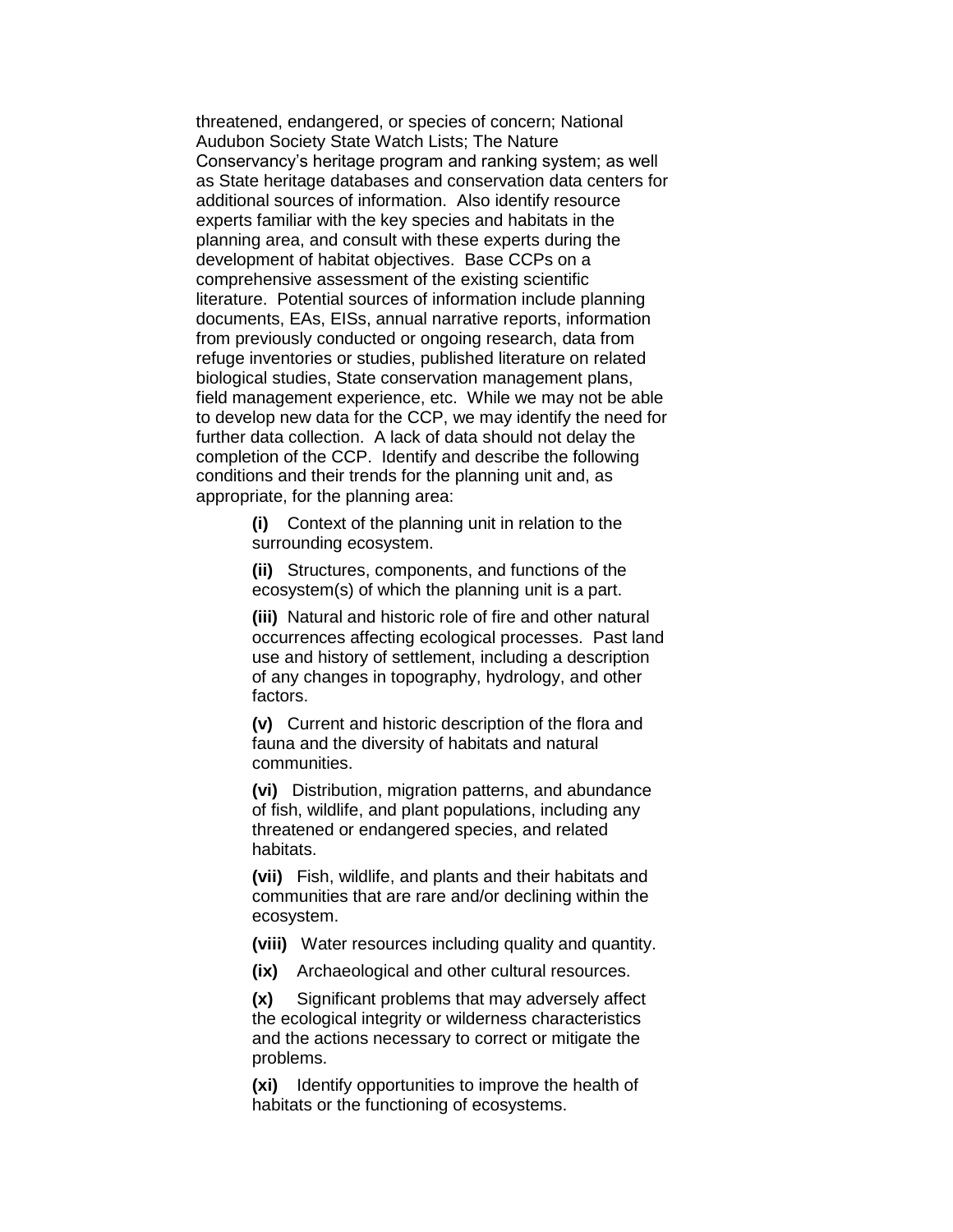threatened, endangered, or species of concern; National Audubon Society State Watch Lists; The Nature Conservancy's heritage program and ranking system; as well as State heritage databases and conservation data centers for additional sources of information. Also identify resource experts familiar with the key species and habitats in the planning area, and consult with these experts during the development of habitat objectives. Base CCPs on a comprehensive assessment of the existing scientific literature. Potential sources of information include planning documents, EAs, EISs, annual narrative reports, information from previously conducted or ongoing research, data from refuge inventories or studies, published literature on related biological studies, State conservation management plans, field management experience, etc. While we may not be able to develop new data for the CCP, we may identify the need for further data collection. A lack of data should not delay the completion of the CCP. Identify and describe the following conditions and their trends for the planning unit and, as appropriate, for the planning area:

> **(i)** Context of the planning unit in relation to the surrounding ecosystem.
>
> **(ii)** Structures, components, and functions of the ecosystem(s) of which the planning unit is a part.
>
> **(iii)** Natural and historic role of fire and other natural occurrences affecting ecological processes. Past land use and history of settlement, including a description of any changes in topography, hydrology, and other factors.
>
> **(v)** Current and historic description of the flora and fauna and the diversity of habitats and natural communities.
>
> **(vi)** Distribution, migration patterns, and abundance of fish, wildlife, and plant populations, including any threatened or endangered species, and related habitats.
>
> **(vii)** Fish, wildlife, and plants and their habitats and communities that are rare and/or declining within the ecosystem.
>
> **(viii)** Water resources including quality and quantity.
>
> **(ix)** Archaeological and other cultural resources.
>
> **(x)** Significant problems that may adversely affect the ecological integrity or wilderness characteristics and the actions necessary to correct or mitigate the problems.
>
> **(xi)** Identify opportunities to improve the health of habitats or the functioning of ecosystems.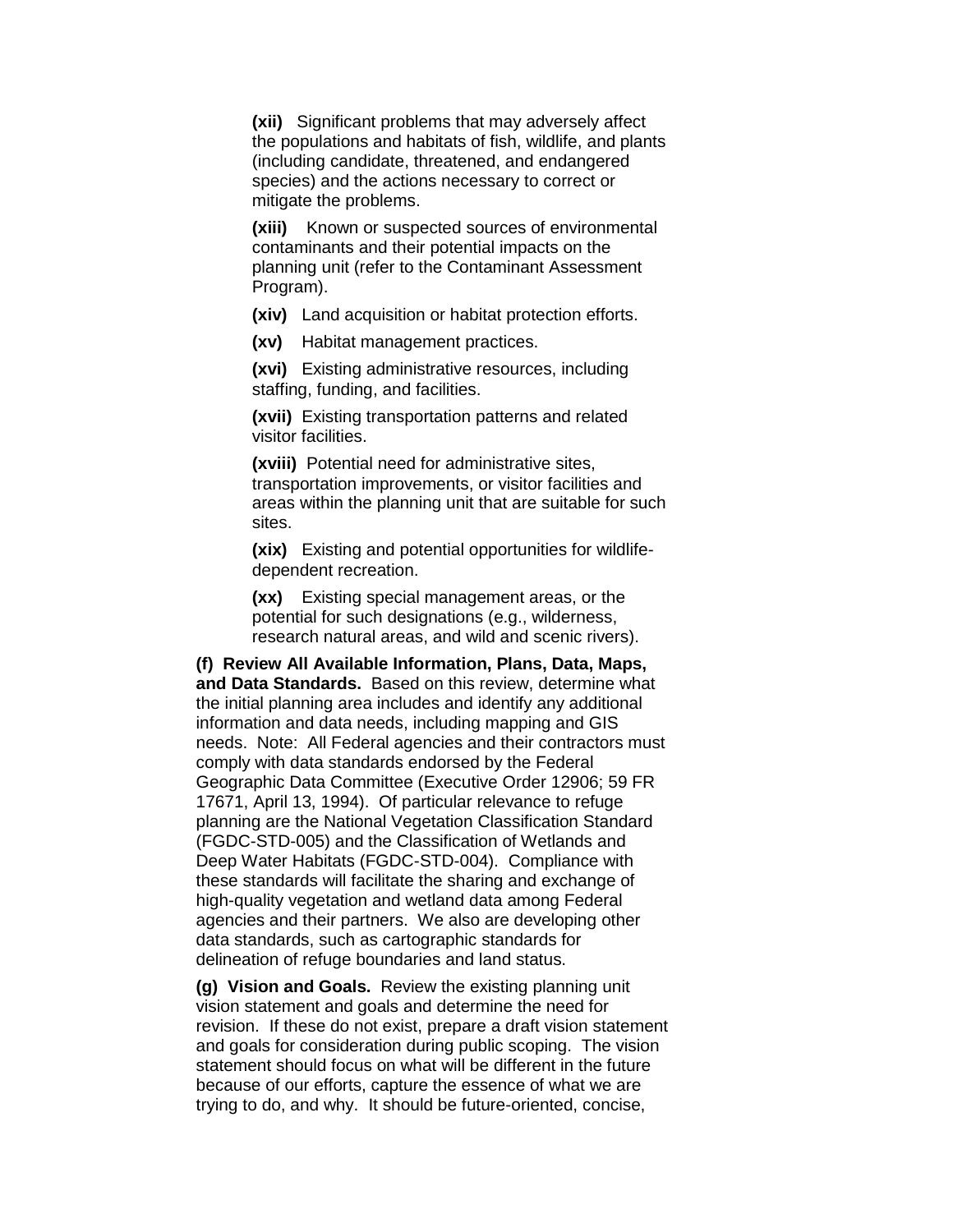**(xii)** Significant problems that may adversely affect the populations and habitats of fish, wildlife, and plants (including candidate, threatened, and endangered species) and the actions necessary to correct or mitigate the problems.

**(xiii)** Known or suspected sources of environmental contaminants and their potential impacts on the planning unit (refer to the Contaminant Assessment Program).

**(xiv)** Land acquisition or habitat protection efforts.

**(xv)** Habitat management practices.

**(xvi)** Existing administrative resources, including staffing, funding, and facilities.

**(xvii)** Existing transportation patterns and related visitor facilities.

**(xviii)** Potential need for administrative sites, transportation improvements, or visitor facilities and areas within the planning unit that are suitable for such sites.

**(xix)** Existing and potential opportunities for wildlife-dependent recreation.

**(xx)** Existing special management areas, or the potential for such designations (e.g., wilderness, research natural areas, and wild and scenic rivers).

**(f) Review All Available Information, Plans, Data, Maps, and Data Standards.** Based on this review, determine what the initial planning area includes and identify any additional information and data needs, including mapping and GIS needs. Note: All Federal agencies and their contractors must comply with data standards endorsed by the Federal Geographic Data Committee (Executive Order 12906; 59 FR 17671, April 13, 1994). Of particular relevance to refuge planning are the National Vegetation Classification Standard (FGDC-STD-005) and the Classification of Wetlands and Deep Water Habitats (FGDC-STD-004). Compliance with these standards will facilitate the sharing and exchange of high-quality vegetation and wetland data among Federal agencies and their partners. We also are developing other data standards, such as cartographic standards for delineation of refuge boundaries and land status.

**(g) Vision and Goals.** Review the existing planning unit vision statement and goals and determine the need for revision. If these do not exist, prepare a draft vision statement and goals for consideration during public scoping. The vision statement should focus on what will be different in the future because of our efforts, capture the essence of what we are trying to do, and why. It should be future-oriented, concise,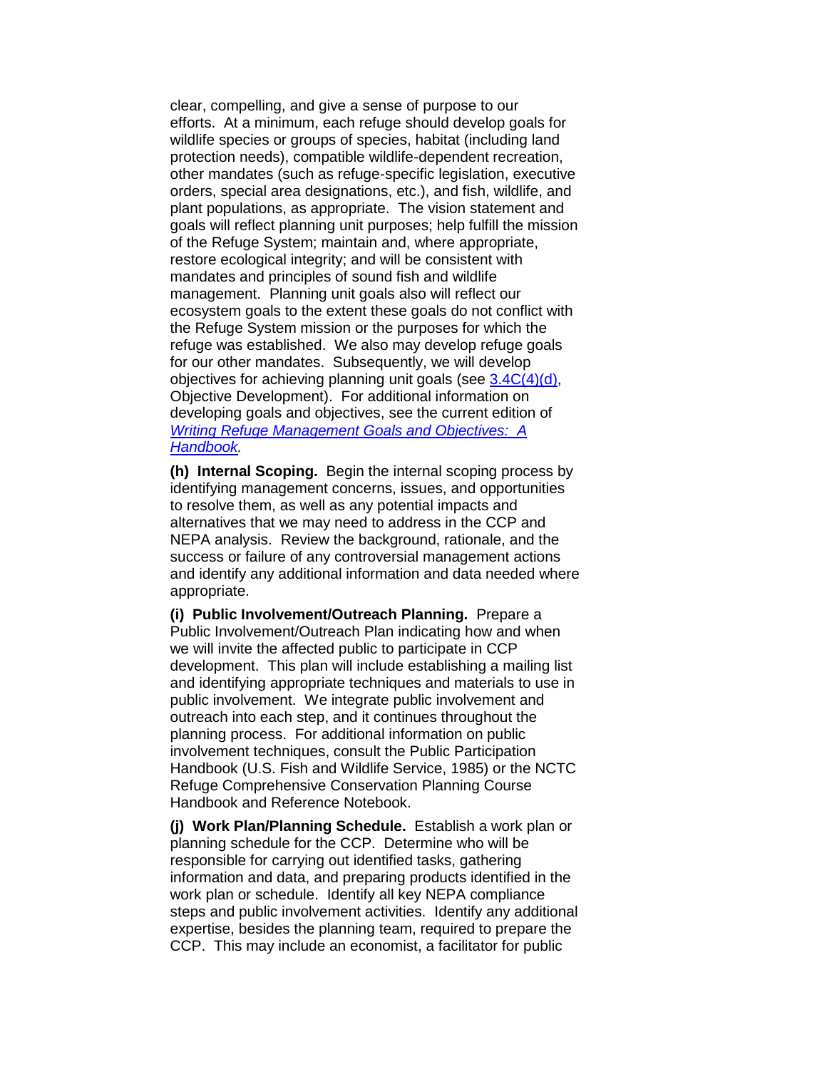clear, compelling, and give a sense of purpose to our efforts. At a minimum, each refuge should develop goals for wildlife species or groups of species, habitat (including land protection needs), compatible wildlife-dependent recreation, other mandates (such as refuge-specific legislation, executive orders, special area designations, etc.), and fish, wildlife, and plant populations, as appropriate. The vision statement and goals will reflect planning unit purposes; help fulfill the mission of the Refuge System; maintain and, where appropriate, restore ecological integrity; and will be consistent with mandates and principles of sound fish and wildlife management. Planning unit goals also will reflect our ecosystem goals to the extent these goals do not conflict with the Refuge System mission or the purposes for which the refuge was established. We also may develop refuge goals for our other mandates. Subsequently, we will develop objectives for achieving planning unit goals (see 3.4C(4)(d), Objective Development). For additional information on developing goals and objectives, see the current edition of *Writing Refuge Management Goals and Objectives: A Handbook.*

**(h) Internal Scoping.** Begin the internal scoping process by identifying management concerns, issues, and opportunities to resolve them, as well as any potential impacts and alternatives that we may need to address in the CCP and NEPA analysis. Review the background, rationale, and the success or failure of any controversial management actions and identify any additional information and data needed where appropriate.

**(i) Public Involvement/Outreach Planning.** Prepare a Public Involvement/Outreach Plan indicating how and when we will invite the affected public to participate in CCP development. This plan will include establishing a mailing list and identifying appropriate techniques and materials to use in public involvement. We integrate public involvement and outreach into each step, and it continues throughout the planning process. For additional information on public involvement techniques, consult the Public Participation Handbook (U.S. Fish and Wildlife Service, 1985) or the NCTC Refuge Comprehensive Conservation Planning Course Handbook and Reference Notebook.

**(j) Work Plan/Planning Schedule.** Establish a work plan or planning schedule for the CCP. Determine who will be responsible for carrying out identified tasks, gathering information and data, and preparing products identified in the work plan or schedule. Identify all key NEPA compliance steps and public involvement activities. Identify any additional expertise, besides the planning team, required to prepare the CCP. This may include an economist, a facilitator for public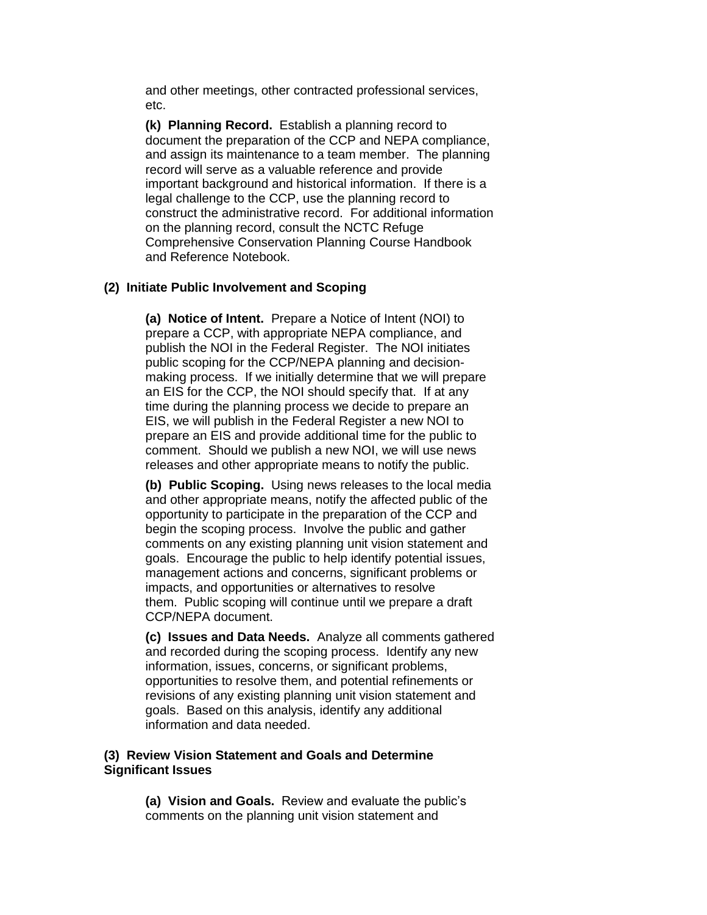and other meetings, other contracted professional services, etc.

**(k) Planning Record.** Establish a planning record to document the preparation of the CCP and NEPA compliance, and assign its maintenance to a team member. The planning record will serve as a valuable reference and provide important background and historical information. If there is a legal challenge to the CCP, use the planning record to construct the administrative record. For additional information on the planning record, consult the NCTC Refuge Comprehensive Conservation Planning Course Handbook and Reference Notebook.

**(2) Initiate Public Involvement and Scoping**

**(a) Notice of Intent.** Prepare a Notice of Intent (NOI) to prepare a CCP, with appropriate NEPA compliance, and publish the NOI in the Federal Register. The NOI initiates public scoping for the CCP/NEPA planning and decision-making process. If we initially determine that we will prepare an EIS for the CCP, the NOI should specify that. If at any time during the planning process we decide to prepare an EIS, we will publish in the Federal Register a new NOI to prepare an EIS and provide additional time for the public to comment. Should we publish a new NOI, we will use news releases and other appropriate means to notify the public.

**(b) Public Scoping.** Using news releases to the local media and other appropriate means, notify the affected public of the opportunity to participate in the preparation of the CCP and begin the scoping process. Involve the public and gather comments on any existing planning unit vision statement and goals. Encourage the public to help identify potential issues, management actions and concerns, significant problems or impacts, and opportunities or alternatives to resolve them. Public scoping will continue until we prepare a draft CCP/NEPA document.

**(c) Issues and Data Needs.** Analyze all comments gathered and recorded during the scoping process. Identify any new information, issues, concerns, or significant problems, opportunities to resolve them, and potential refinements or revisions of any existing planning unit vision statement and goals. Based on this analysis, identify any additional information and data needed.

**(3) Review Vision Statement and Goals and Determine Significant Issues**

**(a) Vision and Goals.** Review and evaluate the public's comments on the planning unit vision statement and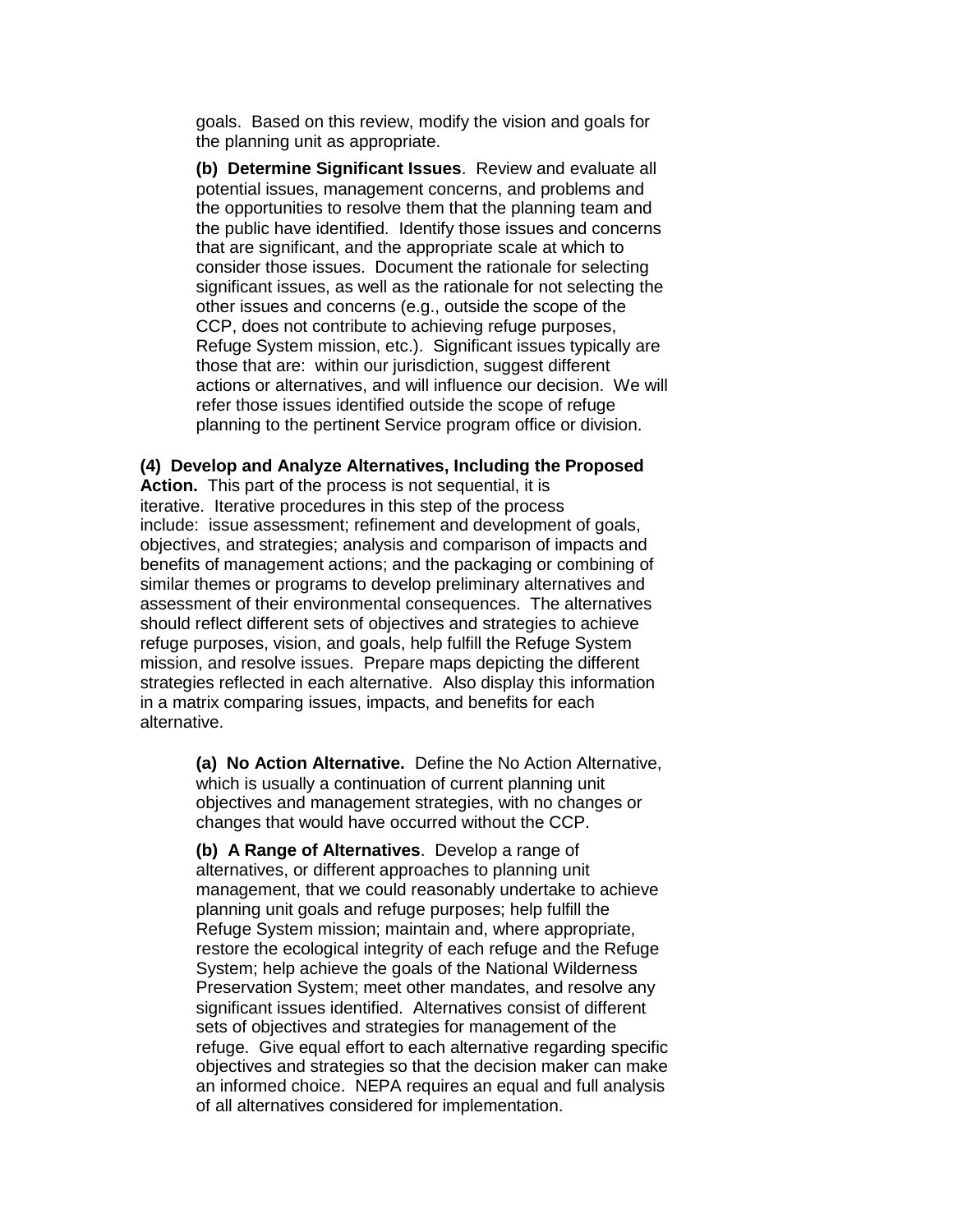goals. Based on this review, modify the vision and goals for the planning unit as appropriate.

**(b) Determine Significant Issues**. Review and evaluate all potential issues, management concerns, and problems and the opportunities to resolve them that the planning team and the public have identified. Identify those issues and concerns that are significant, and the appropriate scale at which to consider those issues. Document the rationale for selecting significant issues, as well as the rationale for not selecting the other issues and concerns (e.g., outside the scope of the CCP, does not contribute to achieving refuge purposes, Refuge System mission, etc.). Significant issues typically are those that are: within our jurisdiction, suggest different actions or alternatives, and will influence our decision. We will refer those issues identified outside the scope of refuge planning to the pertinent Service program office or division.

**(4) Develop and Analyze Alternatives, Including the Proposed Action.** This part of the process is not sequential, it is iterative. Iterative procedures in this step of the process include: issue assessment; refinement and development of goals, objectives, and strategies; analysis and comparison of impacts and benefits of management actions; and the packaging or combining of similar themes or programs to develop preliminary alternatives and assessment of their environmental consequences. The alternatives should reflect different sets of objectives and strategies to achieve refuge purposes, vision, and goals, help fulfill the Refuge System mission, and resolve issues. Prepare maps depicting the different strategies reflected in each alternative. Also display this information in a matrix comparing issues, impacts, and benefits for each alternative.

**(a) No Action Alternative.** Define the No Action Alternative, which is usually a continuation of current planning unit objectives and management strategies, with no changes or changes that would have occurred without the CCP.

**(b) A Range of Alternatives**. Develop a range of alternatives, or different approaches to planning unit management, that we could reasonably undertake to achieve planning unit goals and refuge purposes; help fulfill the Refuge System mission; maintain and, where appropriate, restore the ecological integrity of each refuge and the Refuge System; help achieve the goals of the National Wilderness Preservation System; meet other mandates, and resolve any significant issues identified. Alternatives consist of different sets of objectives and strategies for management of the refuge. Give equal effort to each alternative regarding specific objectives and strategies so that the decision maker can make an informed choice. NEPA requires an equal and full analysis of all alternatives considered for implementation.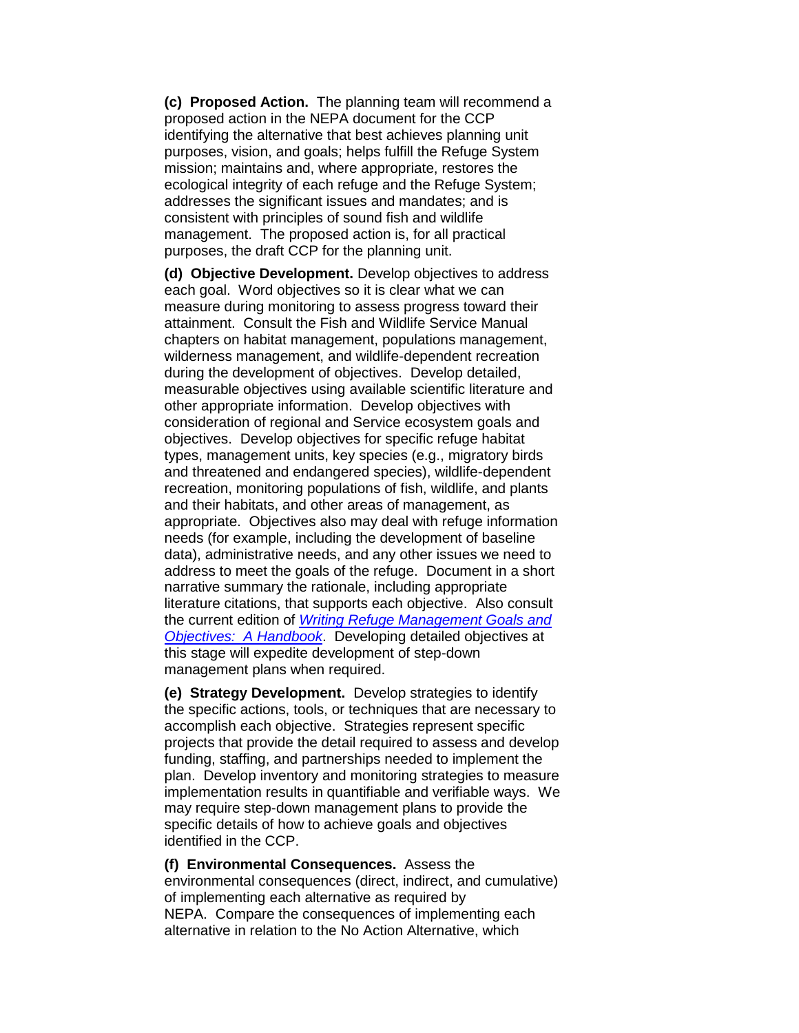**(c) Proposed Action.** The planning team will recommend a proposed action in the NEPA document for the CCP identifying the alternative that best achieves planning unit purposes, vision, and goals; helps fulfill the Refuge System mission; maintains and, where appropriate, restores the ecological integrity of each refuge and the Refuge System; addresses the significant issues and mandates; and is consistent with principles of sound fish and wildlife management. The proposed action is, for all practical purposes, the draft CCP for the planning unit.

**(d) Objective Development.** Develop objectives to address each goal. Word objectives so it is clear what we can measure during monitoring to assess progress toward their attainment. Consult the Fish and Wildlife Service Manual chapters on habitat management, populations management, wilderness management, and wildlife-dependent recreation during the development of objectives. Develop detailed, measurable objectives using available scientific literature and other appropriate information. Develop objectives with consideration of regional and Service ecosystem goals and objectives. Develop objectives for specific refuge habitat types, management units, key species (e.g., migratory birds and threatened and endangered species), wildlife-dependent recreation, monitoring populations of fish, wildlife, and plants and their habitats, and other areas of management, as appropriate. Objectives also may deal with refuge information needs (for example, including the development of baseline data), administrative needs, and any other issues we need to address to meet the goals of the refuge. Document in a short narrative summary the rationale, including appropriate literature citations, that supports each objective. Also consult the current edition of *Writing Refuge Management Goals and Objectives: A Handbook*. Developing detailed objectives at this stage will expedite development of step-down management plans when required.

**(e) Strategy Development.** Develop strategies to identify the specific actions, tools, or techniques that are necessary to accomplish each objective. Strategies represent specific projects that provide the detail required to assess and develop funding, staffing, and partnerships needed to implement the plan. Develop inventory and monitoring strategies to measure implementation results in quantifiable and verifiable ways. We may require step-down management plans to provide the specific details of how to achieve goals and objectives identified in the CCP.

**(f) Environmental Consequences.** Assess the environmental consequences (direct, indirect, and cumulative) of implementing each alternative as required by NEPA. Compare the consequences of implementing each alternative in relation to the No Action Alternative, which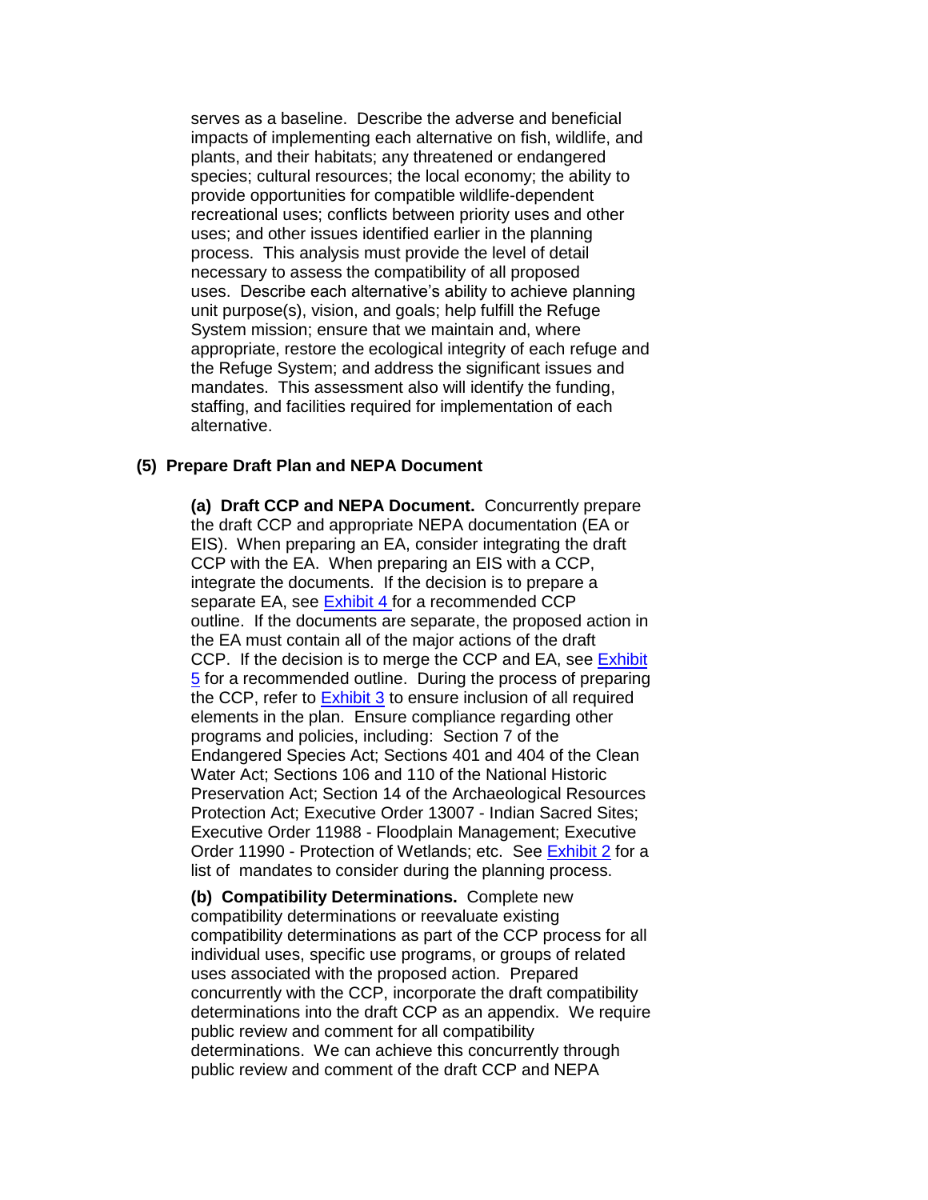serves as a baseline. Describe the adverse and beneficial impacts of implementing each alternative on fish, wildlife, and plants, and their habitats; any threatened or endangered species; cultural resources; the local economy; the ability to provide opportunities for compatible wildlife-dependent recreational uses; conflicts between priority uses and other uses; and other issues identified earlier in the planning process. This analysis must provide the level of detail necessary to assess the compatibility of all proposed uses. Describe each alternative's ability to achieve planning unit purpose(s), vision, and goals; help fulfill the Refuge System mission; ensure that we maintain and, where appropriate, restore the ecological integrity of each refuge and the Refuge System; and address the significant issues and mandates. This assessment also will identify the funding, staffing, and facilities required for implementation of each alternative.

**(5) Prepare Draft Plan and NEPA Document**

**(a) Draft CCP and NEPA Document.** Concurrently prepare the draft CCP and appropriate NEPA documentation (EA or EIS). When preparing an EA, consider integrating the draft CCP with the EA. When preparing an EIS with a CCP, integrate the documents. If the decision is to prepare a separate EA, see Exhibit 4 for a recommended CCP outline. If the documents are separate, the proposed action in the EA must contain all of the major actions of the draft CCP. If the decision is to merge the CCP and EA, see Exhibit 5 for a recommended outline. During the process of preparing the CCP, refer to Exhibit 3 to ensure inclusion of all required elements in the plan. Ensure compliance regarding other programs and policies, including: Section 7 of the Endangered Species Act; Sections 401 and 404 of the Clean Water Act; Sections 106 and 110 of the National Historic Preservation Act; Section 14 of the Archaeological Resources Protection Act; Executive Order 13007 - Indian Sacred Sites; Executive Order 11988 - Floodplain Management; Executive Order 11990 - Protection of Wetlands; etc. See Exhibit 2 for a list of mandates to consider during the planning process.

**(b) Compatibility Determinations.** Complete new compatibility determinations or reevaluate existing compatibility determinations as part of the CCP process for all individual uses, specific use programs, or groups of related uses associated with the proposed action. Prepared concurrently with the CCP, incorporate the draft compatibility determinations into the draft CCP as an appendix. We require public review and comment for all compatibility determinations. We can achieve this concurrently through public review and comment of the draft CCP and NEPA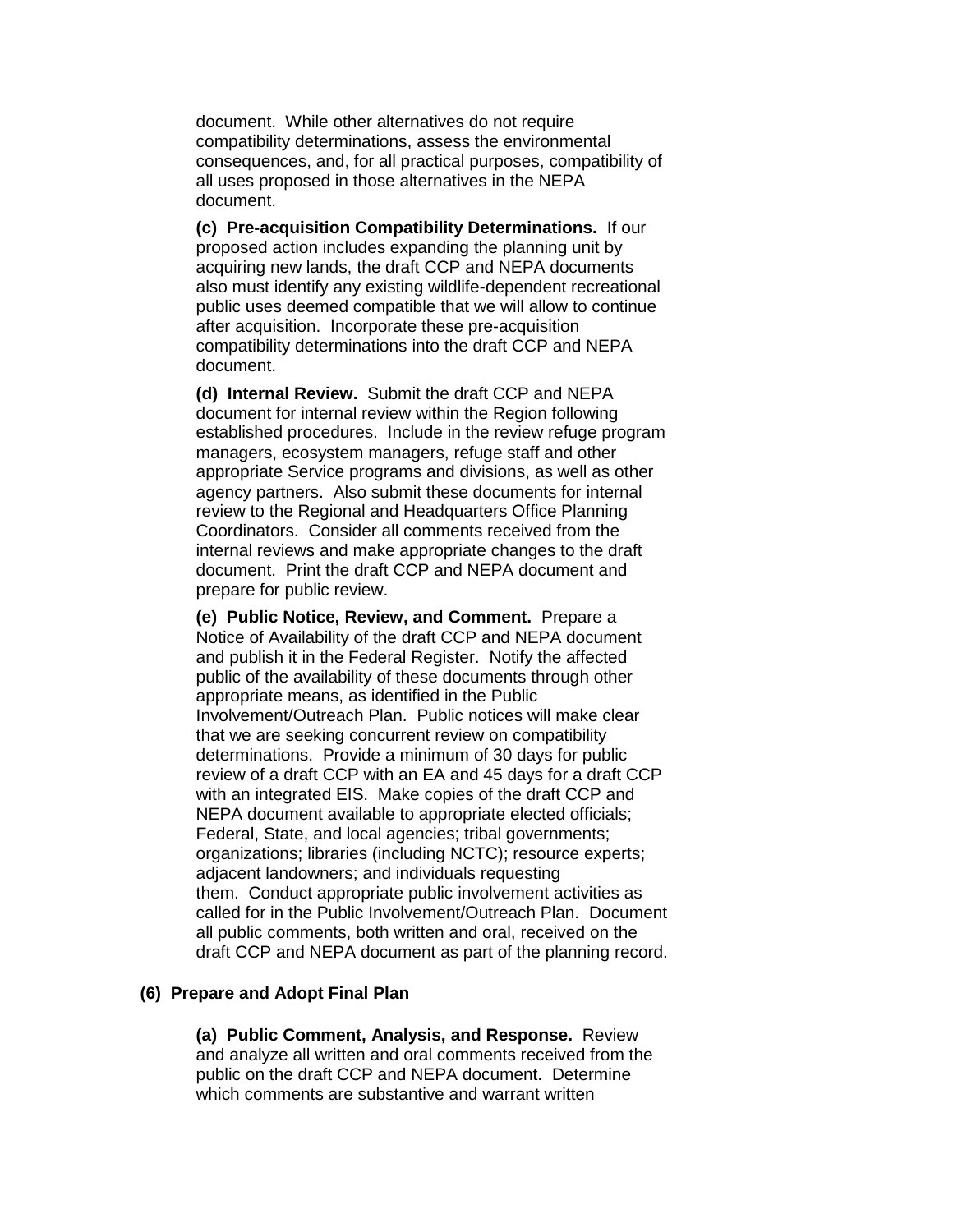document. While other alternatives do not require compatibility determinations, assess the environmental consequences, and, for all practical purposes, compatibility of all uses proposed in those alternatives in the NEPA document.

**(c) Pre-acquisition Compatibility Determinations.** If our proposed action includes expanding the planning unit by acquiring new lands, the draft CCP and NEPA documents also must identify any existing wildlife-dependent recreational public uses deemed compatible that we will allow to continue after acquisition. Incorporate these pre-acquisition compatibility determinations into the draft CCP and NEPA document.

**(d) Internal Review.** Submit the draft CCP and NEPA document for internal review within the Region following established procedures. Include in the review refuge program managers, ecosystem managers, refuge staff and other appropriate Service programs and divisions, as well as other agency partners. Also submit these documents for internal review to the Regional and Headquarters Office Planning Coordinators. Consider all comments received from the internal reviews and make appropriate changes to the draft document. Print the draft CCP and NEPA document and prepare for public review.

**(e) Public Notice, Review, and Comment.** Prepare a Notice of Availability of the draft CCP and NEPA document and publish it in the Federal Register. Notify the affected public of the availability of these documents through other appropriate means, as identified in the Public Involvement/Outreach Plan. Public notices will make clear that we are seeking concurrent review on compatibility determinations. Provide a minimum of 30 days for public review of a draft CCP with an EA and 45 days for a draft CCP with an integrated EIS. Make copies of the draft CCP and NEPA document available to appropriate elected officials; Federal, State, and local agencies; tribal governments; organizations; libraries (including NCTC); resource experts; adjacent landowners; and individuals requesting them. Conduct appropriate public involvement activities as called for in the Public Involvement/Outreach Plan. Document all public comments, both written and oral, received on the draft CCP and NEPA document as part of the planning record.

**(6) Prepare and Adopt Final Plan**

**(a) Public Comment, Analysis, and Response.** Review and analyze all written and oral comments received from the public on the draft CCP and NEPA document. Determine which comments are substantive and warrant written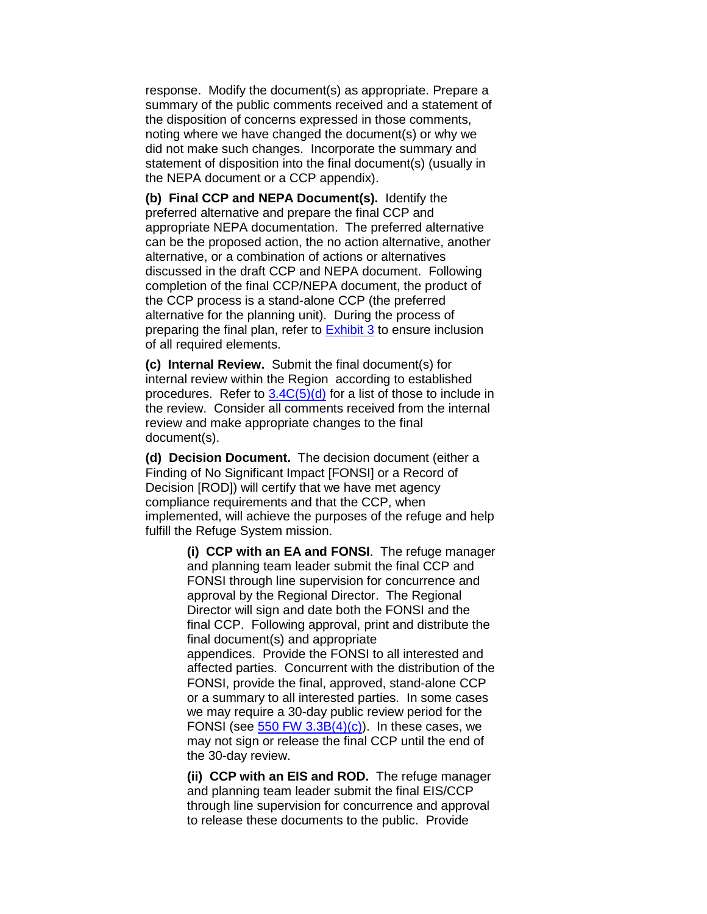response. Modify the document(s) as appropriate. Prepare a summary of the public comments received and a statement of the disposition of concerns expressed in those comments, noting where we have changed the document(s) or why we did not make such changes. Incorporate the summary and statement of disposition into the final document(s) (usually in the NEPA document or a CCP appendix).

**(b) Final CCP and NEPA Document(s).** Identify the preferred alternative and prepare the final CCP and appropriate NEPA documentation. The preferred alternative can be the proposed action, the no action alternative, another alternative, or a combination of actions or alternatives discussed in the draft CCP and NEPA document. Following completion of the final CCP/NEPA document, the product of the CCP process is a stand-alone CCP (the preferred alternative for the planning unit). During the process of preparing the final plan, refer to Exhibit 3 to ensure inclusion of all required elements.

**(c) Internal Review.** Submit the final document(s) for internal review within the Region according to established procedures. Refer to 3.4C(5)(d) for a list of those to include in the review. Consider all comments received from the internal review and make appropriate changes to the final document(s).

**(d) Decision Document.** The decision document (either a Finding of No Significant Impact [FONSI] or a Record of Decision [ROD]) will certify that we have met agency compliance requirements and that the CCP, when implemented, will achieve the purposes of the refuge and help fulfill the Refuge System mission.

> **(i) CCP with an EA and FONSI**. The refuge manager and planning team leader submit the final CCP and FONSI through line supervision for concurrence and approval by the Regional Director. The Regional Director will sign and date both the FONSI and the final CCP. Following approval, print and distribute the final document(s) and appropriate appendices. Provide the FONSI to all interested and affected parties. Concurrent with the distribution of the FONSI, provide the final, approved, stand-alone CCP or a summary to all interested parties. In some cases we may require a 30-day public review period for the FONSI (see 550 FW 3.3B(4)(c)). In these cases, we may not sign or release the final CCP until the end of the 30-day review.
>
> **(ii) CCP with an EIS and ROD.** The refuge manager and planning team leader submit the final EIS/CCP through line supervision for concurrence and approval to release these documents to the public. Provide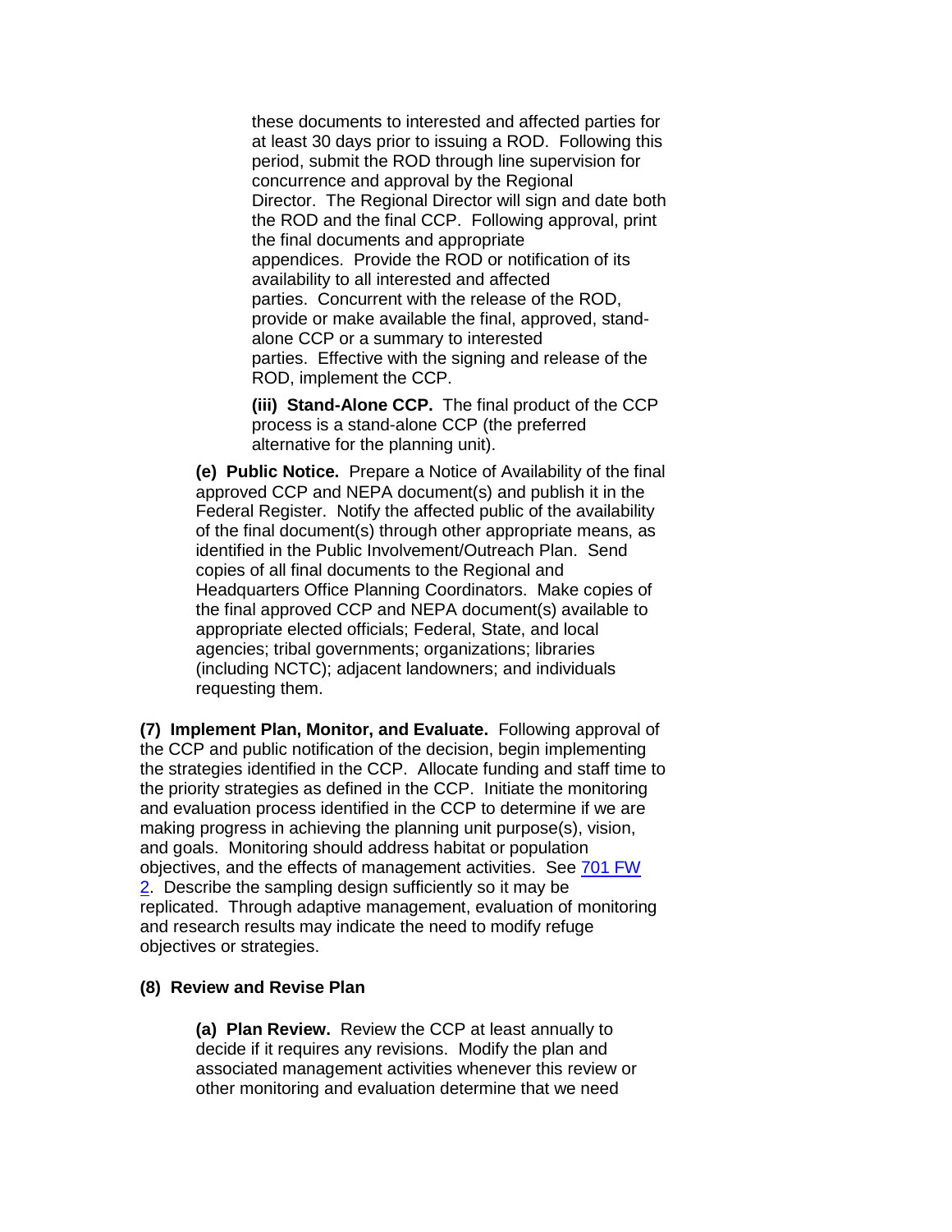these documents to interested and affected parties for at least 30 days prior to issuing a ROD. Following this period, submit the ROD through line supervision for concurrence and approval by the Regional Director. The Regional Director will sign and date both the ROD and the final CCP. Following approval, print the final documents and appropriate appendices. Provide the ROD or notification of its availability to all interested and affected parties. Concurrent with the release of the ROD, provide or make available the final, approved, stand-alone CCP or a summary to interested parties. Effective with the signing and release of the ROD, implement the CCP.

**(iii) Stand-Alone CCP.** The final product of the CCP process is a stand-alone CCP (the preferred alternative for the planning unit).

**(e) Public Notice.** Prepare a Notice of Availability of the final approved CCP and NEPA document(s) and publish it in the Federal Register. Notify the affected public of the availability of the final document(s) through other appropriate means, as identified in the Public Involvement/Outreach Plan. Send copies of all final documents to the Regional and Headquarters Office Planning Coordinators. Make copies of the final approved CCP and NEPA document(s) available to appropriate elected officials; Federal, State, and local agencies; tribal governments; organizations; libraries (including NCTC); adjacent landowners; and individuals requesting them.

**(7) Implement Plan, Monitor, and Evaluate.** Following approval of the CCP and public notification of the decision, begin implementing the strategies identified in the CCP. Allocate funding and staff time to the priority strategies as defined in the CCP. Initiate the monitoring and evaluation process identified in the CCP to determine if we are making progress in achieving the planning unit purpose(s), vision, and goals. Monitoring should address habitat or population objectives, and the effects of management activities. See [701 FW 2](). Describe the sampling design sufficiently so it may be replicated. Through adaptive management, evaluation of monitoring and research results may indicate the need to modify refuge objectives or strategies.

**(8) Review and Revise Plan**

**(a) Plan Review.** Review the CCP at least annually to decide if it requires any revisions. Modify the plan and associated management activities whenever this review or other monitoring and evaluation determine that we need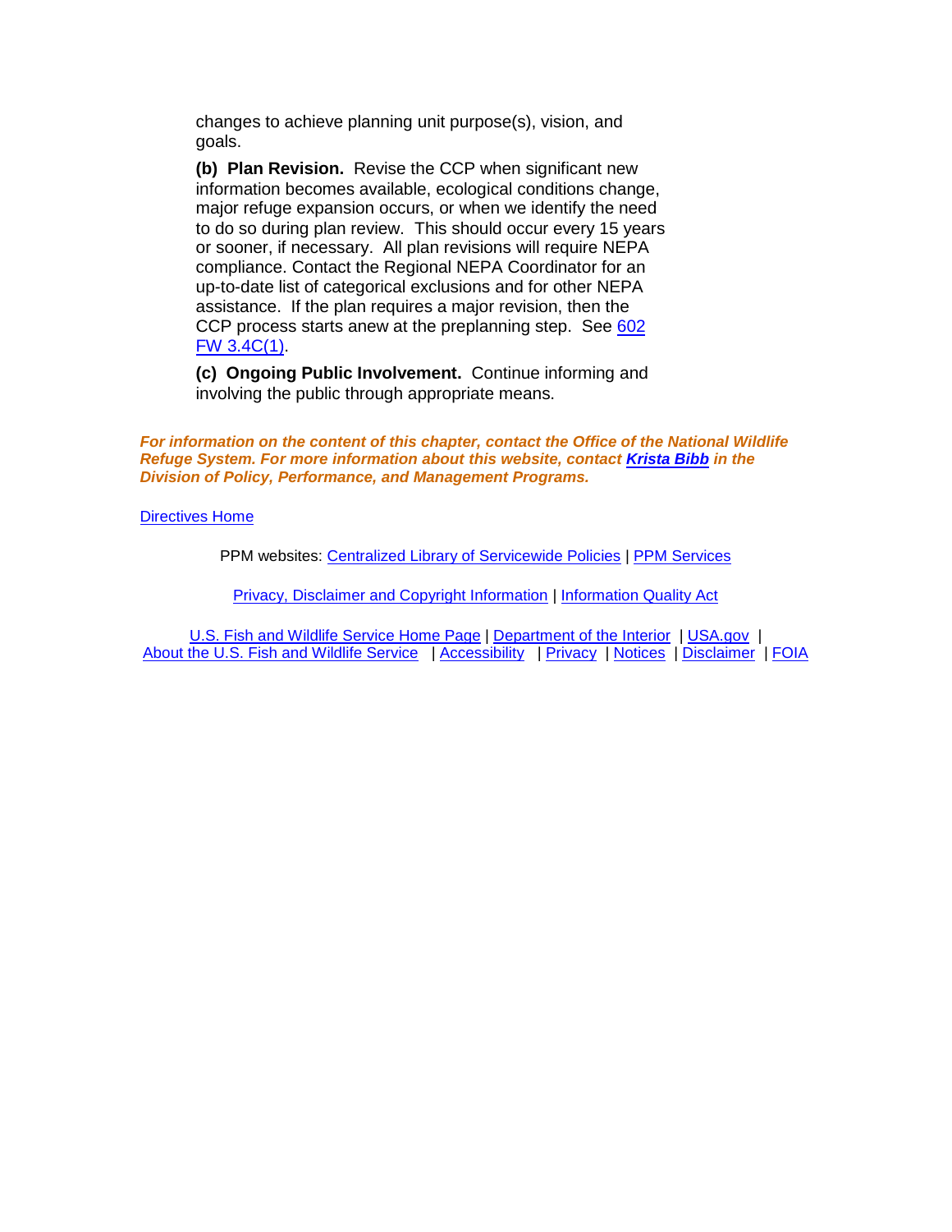changes to achieve planning unit purpose(s), vision, and goals.

**(b) Plan Revision.** Revise the CCP when significant new information becomes available, ecological conditions change, major refuge expansion occurs, or when we identify the need to do so during plan review. This should occur every 15 years or sooner, if necessary. All plan revisions will require NEPA compliance. Contact the Regional NEPA Coordinator for an up-to-date list of categorical exclusions and for other NEPA assistance. If the plan requires a major revision, then the CCP process starts anew at the preplanning step. See 602 FW 3.4C(1).

**(c) Ongoing Public Involvement.** Continue informing and involving the public through appropriate means.

***For information on the content of this chapter, contact the Office of the National Wildlife Refuge System. For more information about this website, contact Krista Bibb in the Division of Policy, Performance, and Management Programs.***

Directives Home

PPM websites: Centralized Library of Servicewide Policies | PPM Services

Privacy, Disclaimer and Copyright Information | Information Quality Act

U.S. Fish and Wildlife Service Home Page | Department of the Interior | USA.gov | About the U.S. Fish and Wildlife Service | Accessibility | Privacy | Notices | Disclaimer | FOIA